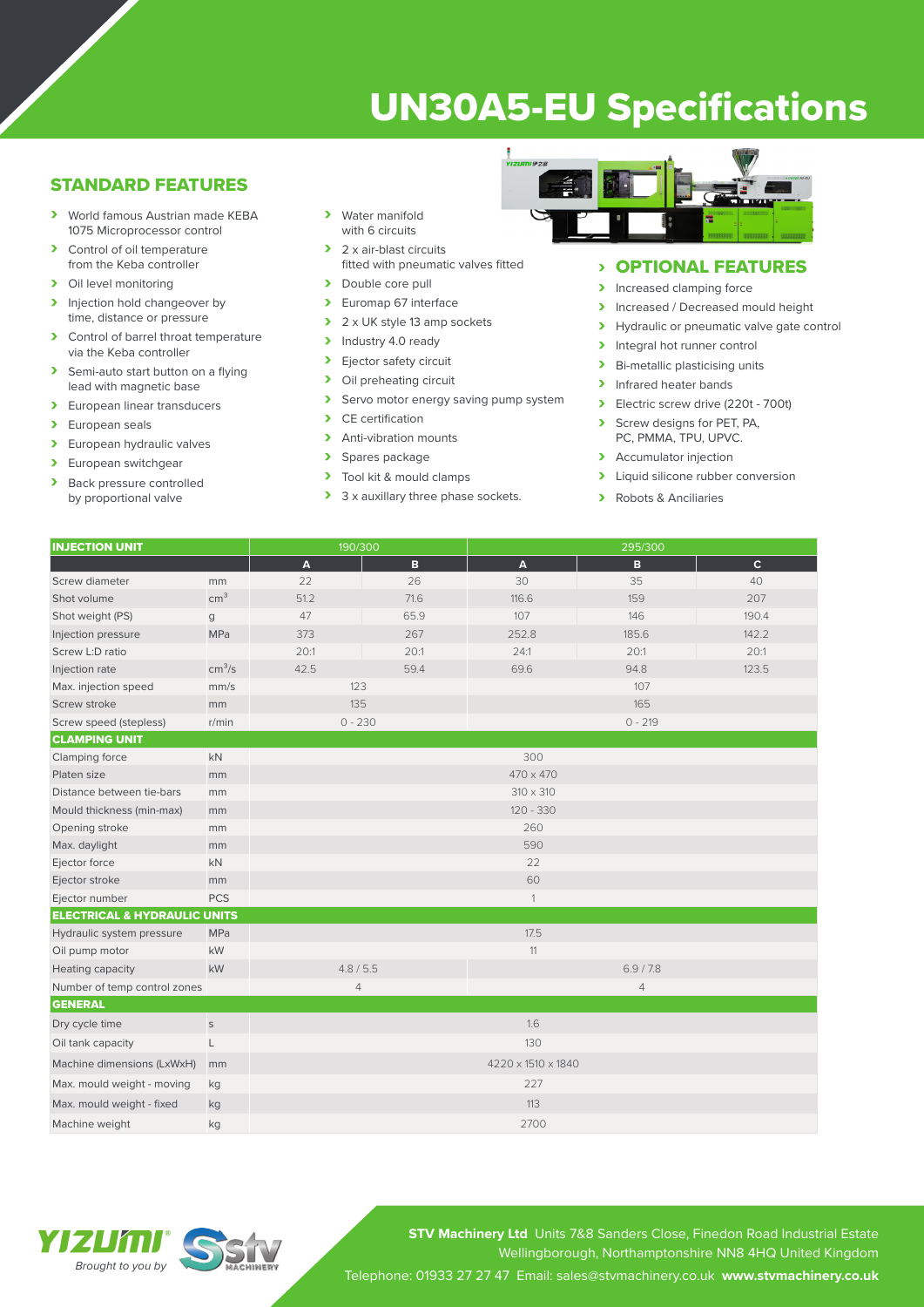# UN30A5-EU Specifications

## STANDARD FEATURES

- World famous Austrian made KEBA 1075 Microprocessor control
- Control of oil temperature from the Keba controller
- Oil level monitoring
- Injection hold changeover by time, distance or pressure
- Control of barrel throat temperature via the Keba controller
- Semi-auto start button on a flying lead with magnetic base
- European linear transducers
- European seals
- European hydraulic valves
- European switchgear
- Back pressure controlled by proportional valve
- Water manifold with 6 circuits
- 2 x air-blast circuits fitted with pneumatic valves fitted
- Double core pull
- Euromap 67 interface
- 2 x UK style 13 amp sockets
- Industry 4.0 ready
- Ejector safety circuit
- Oil preheating circuit
- Servo motor energy saving pump system
- CE certification
- Anti-vibration mounts
- Spares package
- Tool kit & mould clamps
- 3 x auxillary three phase sockets.

## OPTIONAL FEATURES

- Increased clamping force
- Increased / Decreased mould height
- Hydraulic or pneumatic valve gate control
- Integral hot runner control
- Bi-metallic plasticising units
- Infrared heater bands
- Electric screw drive (220t - 700t)
- Screw designs for PET, PA, PC, PMMA, TPU, UPVC.
- Accumulator injection
- Liquid silicone rubber conversion
- Robots & Anciliaries

| INJECTION UNIT | | 190/300 | | 295/300 | | |
|---|---|---|---|---|---|---|
| | | A | B | A | B | C |
| Screw diameter | mm | 22 | 26 | 30 | 35 | 40 |
| Shot volume | $cm^3$ | 51.2 | 71.6 | 116.6 | 159 | 207 |
| Shot weight (PS) | g | 47 | 65.9 | 107 | 146 | 190.4 |
| Injection pressure | MPa | 373 | 267 | 252.8 | 185.6 | 142.2 |
| Screw L:D ratio | | 20:1 | 20:1 | 24:1 | 20:1 | 20:1 |
| Injection rate | $cm^3/s$ | 42.5 | 59.4 | 69.6 | 94.8 | 123.5 |
| Max. injection speed | mm/s | 123 | | 107 | | |
| Screw stroke | mm | 135 | | 165 | | |
| Screw speed (stepless) | r/min | 0 - 230 | | 0 - 219 | | |
| **CLAMPING UNIT** | | | | | | |
| Clamping force | kN | 300 | | | | |
| Platen size | mm | 470 x 470 | | | | |
| Distance between tie-bars | mm | 310 x 310 | | | | |
| Mould thickness (min-max) | mm | 120 - 330 | | | | |
| Opening stroke | mm | 260 | | | | |
| Max. daylight | mm | 590 | | | | |
| Ejector force | kN | 22 | | | | |
| Ejector stroke | mm | 60 | | | | |
| Ejector number | PCS | 1 | | | | |
| **ELECTRICAL & HYDRAULIC UNITS** | | | | | | |
| Hydraulic system pressure | MPa | 17.5 | | | | |
| Oil pump motor | kW | 11 | | | | |
| Heating capacity | kW | 4.8 / 5.5 | | 6.9 / 7.8 | | |
| Number of temp control zones | | 4 | | 4 | | |
| **GENERAL** | | | | | | |
| Dry cycle time | s | 1.6 | | | | |
| Oil tank capacity | L | 130 | | | | |
| Machine dimensions (LxWxH) | mm | 4220 x 1510 x 1840 | | | | |
| Max. mould weight - moving | kg | 227 | | | | |
| Max. mould weight - fixed | kg | 113 | | | | |
| Machine weight | kg | 2700 | | | | |

YIZUMI® *Brought to you by* STV MACHINERY

**STV Machinery Ltd** Units 7&8 Sanders Close, Finedon Road Industrial Estate Wellingborough, Northamptonshire NN8 4HQ United Kingdom

Telephone: 01933 27 27 47 Email: sales@stvmachinery.co.uk **www.stvmachinery.co.uk**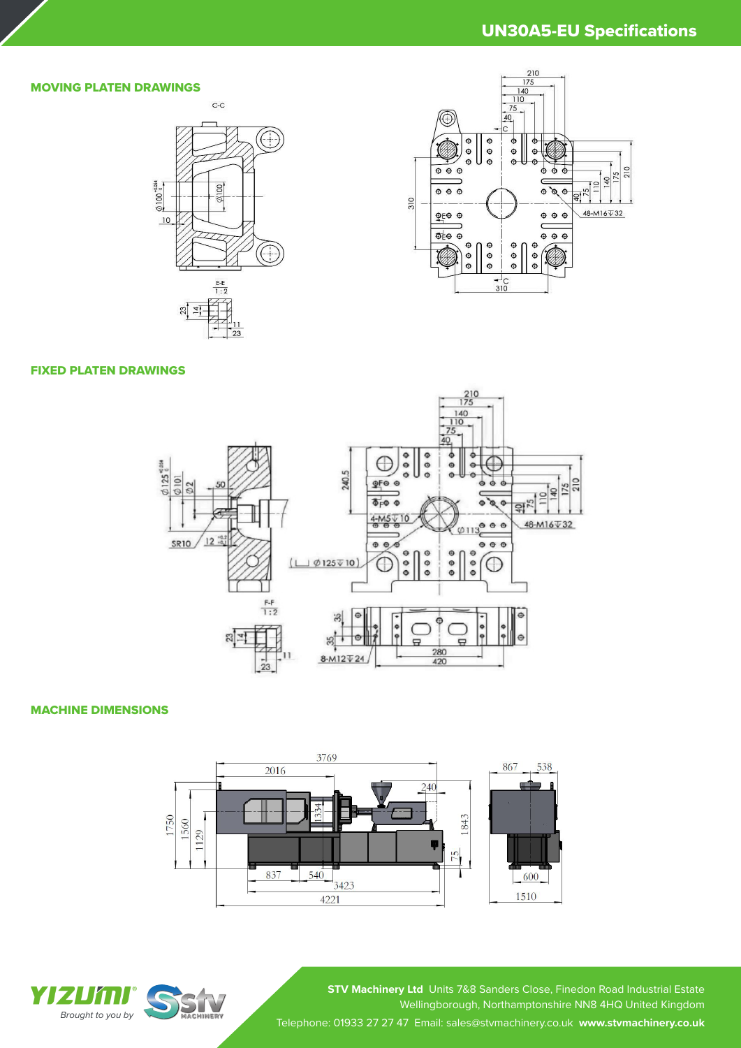# UN30A5-EU Specifications

## MOVING PLATEN DRAWINGS

C-C

Ø100 +0.054 0

Ø100

10

E-E
1 : 2

23
14
11
23

210
175
140
110
75
40
C

310

48-M16⊽32

C
310

## FIXED PLATEN DRAWINGS

Ø125 +0.054 0
Ø101
Ø2
50

SR10
12 +0.7 +0.1

210
175
140
110
75
40

240.5

4-M5⊽10
Ø113
48-M16⊽32

(⌴ Ø125⊽10)

F-F
1 : 2

23
14
11
23

35
35
8-M12⊽24
280
420

## MACHINE DIMENSIONS

3769
2016
240
1750
1560
1129
1334
1843
75
837
540
3423
4221

867
538
600
1510

**STV Machinery Ltd** Units 7&8 Sanders Close, Finedon Road Industrial Estate Wellingborough, Northamptonshire NN8 4HQ United Kingdom

Telephone: 01933 27 27 47 Email: sales@stvmachinery.co.uk **www.stvmachinery.co.uk**

YIZUMI® *Brought to you by* STV MACHINERY